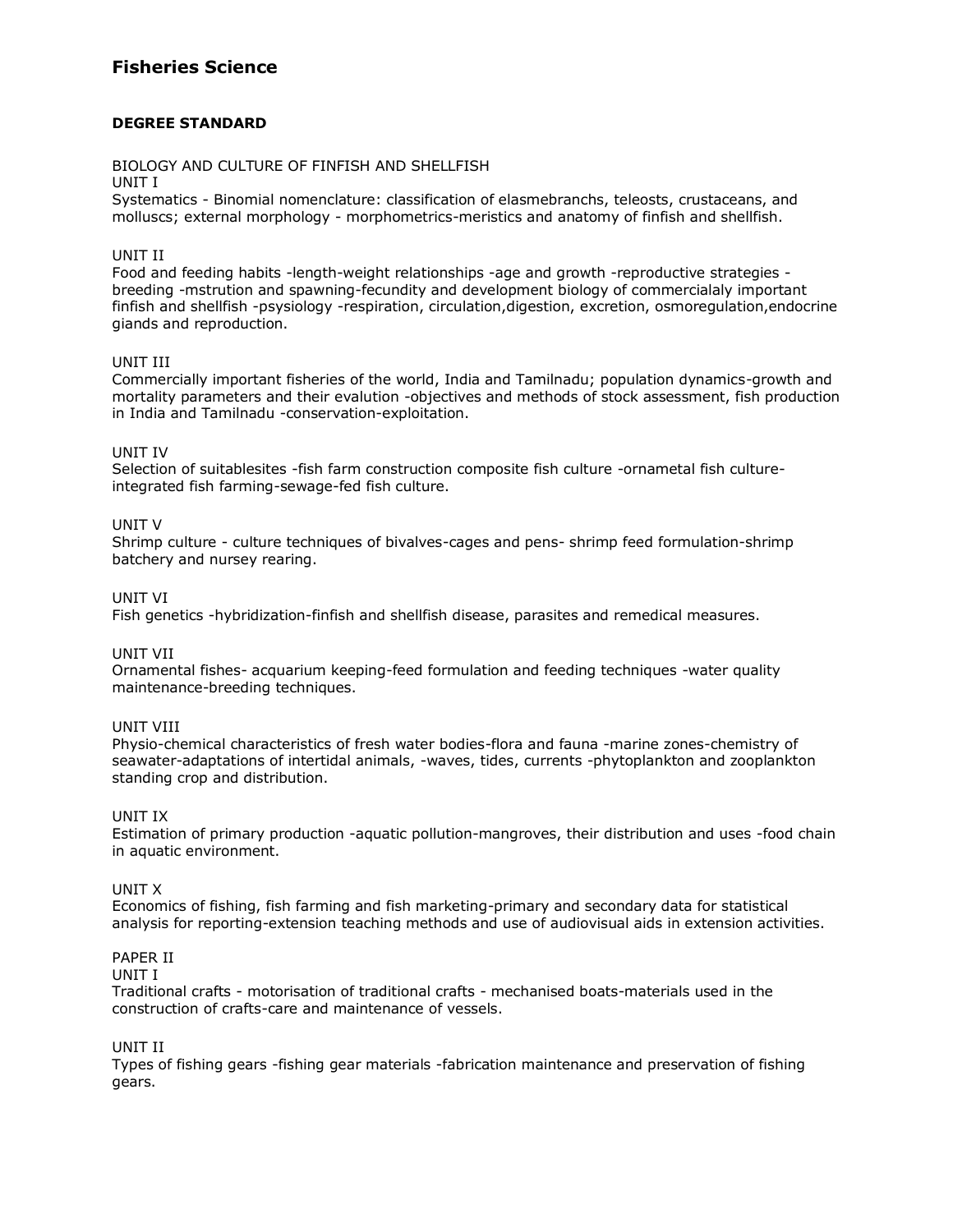# Fisheries Science

**DEGREE STANDARD**

BIOLOGY AND CULTURE OF FINFISH AND SHELLFISH

UNIT I

Systematics - Binomial nomenclature: classification of elasmebranchs, teleosts, crustaceans, and molluscs; external morphology - morphometrics-meristics and anatomy of finfish and shellfish.

UNIT II

Food and feeding habits -length-weight relationships -age and growth -reproductive strategies -breeding -mstrution and spawning-fecundity and development biology of commercialaly important finfish and shellfish -psysiology -respiration, circulation,digestion, excretion, osmoregulation,endocrine giands and reproduction.

UNIT III

Commercially important fisheries of the world, India and Tamilnadu; population dynamics-growth and mortality parameters and their evalution -objectives and methods of stock assessment, fish production in India and Tamilnadu -conservation-exploitation.

UNIT IV

Selection of suitablesites -fish farm construction composite fish culture -ornametal fish culture-integrated fish farming-sewage-fed fish culture.

UNIT V

Shrimp culture - culture techniques of bivalves-cages and pens- shrimp feed formulation-shrimp batchery and nursey rearing.

UNIT VI

Fish genetics -hybridization-finfish and shellfish disease, parasites and remedical measures.

UNIT VII

Ornamental fishes- acquarium keeping-feed formulation and feeding techniques -water quality maintenance-breeding techniques.

UNIT VIII

Physio-chemical characteristics of fresh water bodies-flora and fauna -marine zones-chemistry of seawater-adaptations of intertidal animals, -waves, tides, currents -phytoplankton and zooplankton standing crop and distribution.

UNIT IX

Estimation of primary production -aquatic pollution-mangroves, their distribution and uses -food chain in aquatic environment.

UNIT X

Economics of fishing, fish farming and fish marketing-primary and secondary data for statistical analysis for reporting-extension teaching methods and use of audiovisual aids in extension activities.

PAPER II

UNIT I

Traditional crafts - motorisation of traditional crafts - mechanised boats-materials used in the construction of crafts-care and maintenance of vessels.

UNIT II

Types of fishing gears -fishing gear materials -fabrication maintenance and preservation of fishing gears.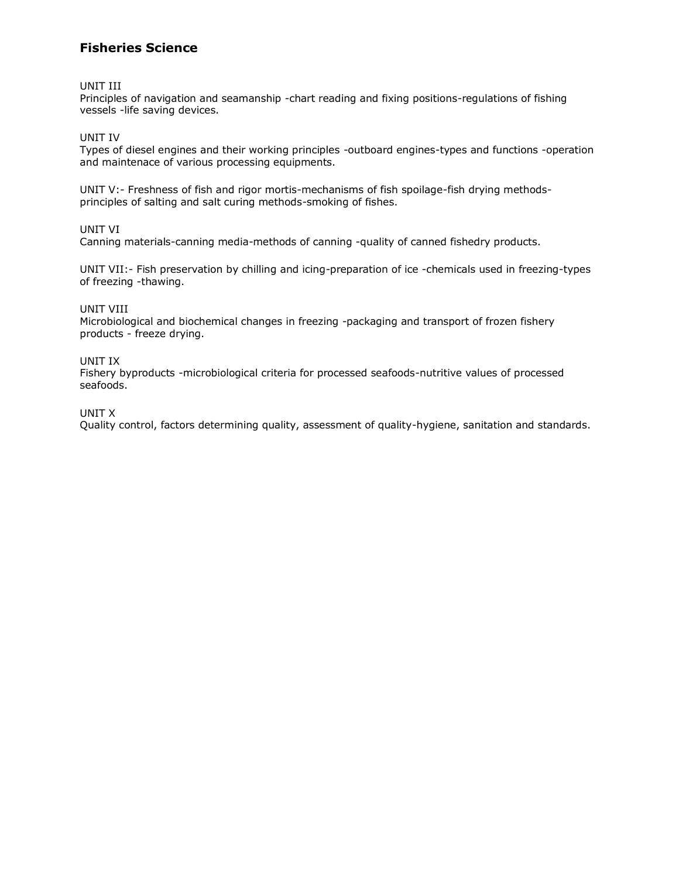## Fisheries Science

UNIT III
Principles of navigation and seamanship -chart reading and fixing positions-regulations of fishing vessels -life saving devices.

UNIT IV
Types of diesel engines and their working principles -outboard engines-types and functions -operation and maintenace of various processing equipments.

UNIT V:- Freshness of fish and rigor mortis-mechanisms of fish spoilage-fish drying methods-principles of salting and salt curing methods-smoking of fishes.

UNIT VI
Canning materials-canning media-methods of canning -quality of canned fishedry products.

UNIT VII:- Fish preservation by chilling and icing-preparation of ice -chemicals used in freezing-types of freezing -thawing.

UNIT VIII
Microbiological and biochemical changes in freezing -packaging and transport of frozen fishery products - freeze drying.

UNIT IX
Fishery byproducts -microbiological criteria for processed seafoods-nutritive values of processed seafoods.

UNIT X
Quality control, factors determining quality, assessment of quality-hygiene, sanitation and standards.